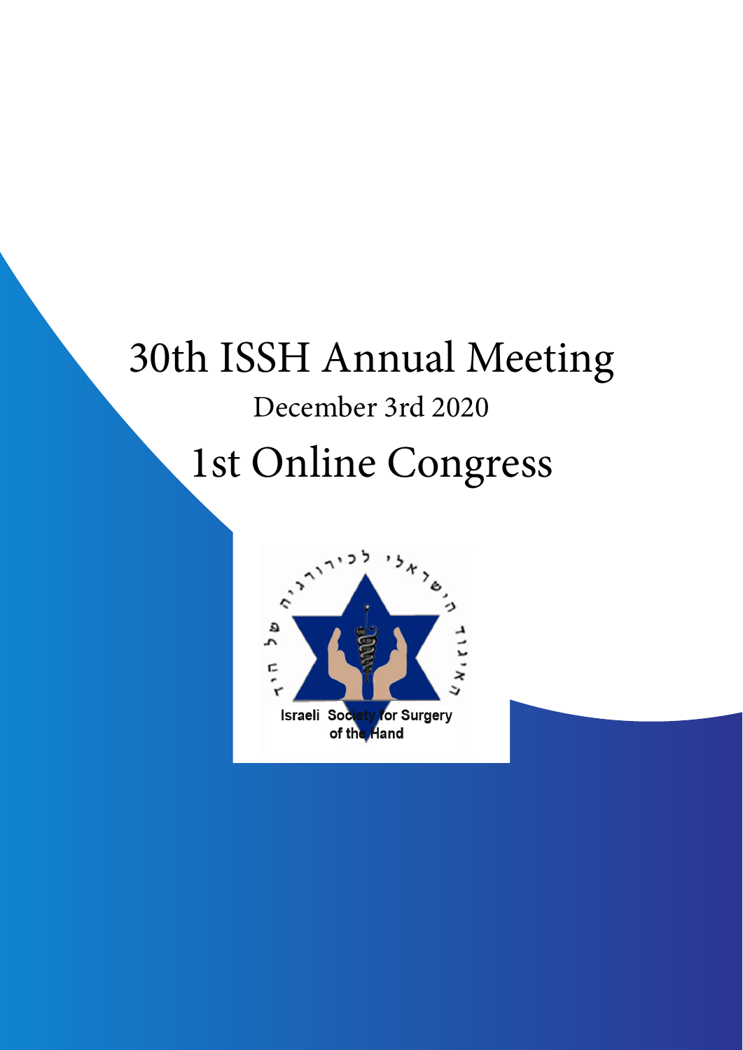# 30th ISSH Annual Meeting

December 3rd 2020

## 1st Online Congress

Israeli Society for Surgery of the Hand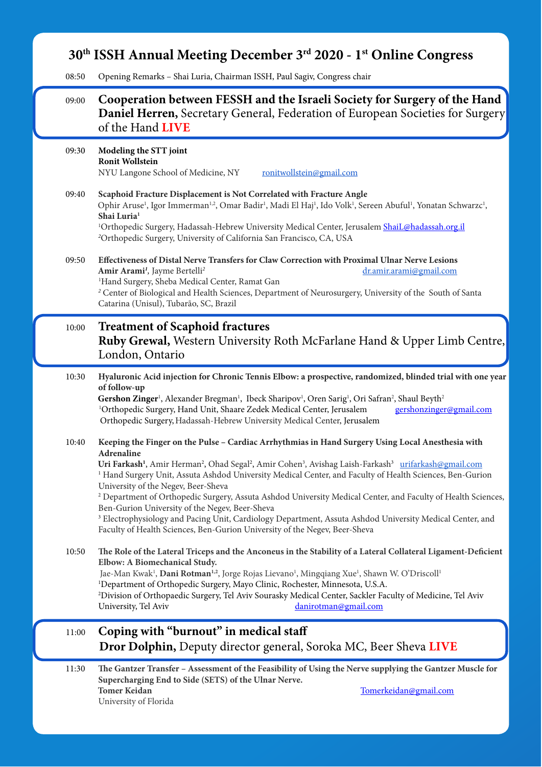# 30th ISSH Annual Meeting December 3rd 2020 - 1st Online Congress

08:50 Opening Remarks – Shai Luria, Chairman ISSH, Paul Sagiv, Congress chair

09:00 **Cooperation between FESSH and the Israeli Society for Surgery of the Hand**
**Daniel Herren,** Secretary General, Federation of European Societies for Surgery of the Hand **LIVE**

09:30 **Modeling the STT joint**
**Ronit Wollstein**
NYU Langone School of Medicine, NY ronitwollstein@gmail.com

09:40 **Scaphoid Fracture Displacement is Not Correlated with Fracture Angle**
Ophir Aruse[1], Igor Immerman[1,2], Omar Badir[1], Madi El Haj[1], Ido Volk[1], Sereen Abuful[1], Yonatan Schwarzc[1], **Shai Luria[1]**
[1]Orthopedic Surgery, Hadassah-Hebrew University Medical Center, Jerusalem ShaiL@hadassah.org.il
[2]Orthopedic Surgery, University of California San Francisco, CA, USA

09:50 **Effectiveness of Distal Nerve Transfers for Claw Correction with Proximal Ulnar Nerve Lesions**
**Amir Arami[1]**, Jayme Bertelli[2] dr.amir.arami@gmail.com
[1]Hand Surgery, Sheba Medical Center, Ramat Gan
[2] Center of Biological and Health Sciences, Department of Neurosurgery, University of the South of Santa Catarina (Unisul), Tubarão, SC, Brazil

10:00 **Treatment of Scaphoid fractures**
**Ruby Grewal,** Western University Roth McFarlane Hand & Upper Limb Centre, London, Ontario

10:30 **Hyaluronic Acid injection for Chronic Tennis Elbow: a prospective, randomized, blinded trial with one year of follow-up**
**Gershon Zinger**[1], Alexander Bregman[1], Ibeck Sharipov[1], Oren Sarig[1], Ori Safran[2], Shaul Beyth[2]
[1]Orthopedic Surgery, Hand Unit, Shaare Zedek Medical Center, Jerusalem gershonzinger@gmail.com
Orthopedic Surgery, Hadassah-Hebrew University Medical Center, Jerusalem

10:40 **Keeping the Finger on the Pulse – Cardiac Arrhythmias in Hand Surgery Using Local Anesthesia with Adrenaline**
**Uri Farkash[1]**, Amir Herman[2], Ohad Segal[2], Amir Cohen[3], Avishag Laish-Farkash[3] urifarkash@gmail.com
[1] Hand Surgery Unit, Assuta Ashdod University Medical Center, and Faculty of Health Sciences, Ben-Gurion University of the Negev, Beer-Sheva
[2] Department of Orthopedic Surgery, Assuta Ashdod University Medical Center, and Faculty of Health Sciences, Ben-Gurion University of the Negev, Beer-Sheva
[3] Electrophysiology and Pacing Unit, Cardiology Department, Assuta Ashdod University Medical Center, and Faculty of Health Sciences, Ben-Gurion University of the Negev, Beer-Sheva

10:50 **The Role of the Lateral Triceps and the Anconeus in the Stability of a Lateral Collateral Ligament-Deficient Elbow: A Biomechanical Study.**
Jae-Man Kwak[1], **Dani Rotman[1,2]**, Jorge Rojas Lievano[1], Mingqiang Xue[1], Shawn W. O'Driscoll[1]
[1]Department of Orthopedic Surgery, Mayo Clinic, Rochester, Minnesota, U.S.A.
[2]Division of Orthopaedic Surgery, Tel Aviv Sourasky Medical Center, Sackler Faculty of Medicine, Tel Aviv University, Tel Aviv danirotman@gmail.com

11:00 **Coping with "burnout" in medical staff**
**Dror Dolphin,** Deputy director general, Soroka MC, Beer Sheva **LIVE**

11:30 **The Gantzer Transfer – Assessment of the Feasibility of Using the Nerve supplying the Gantzer Muscle for Supercharging End to Side (SETS) of the Ulnar Nerve.**
**Tomer Keidan** Tomerkeidan@gmail.com
University of Florida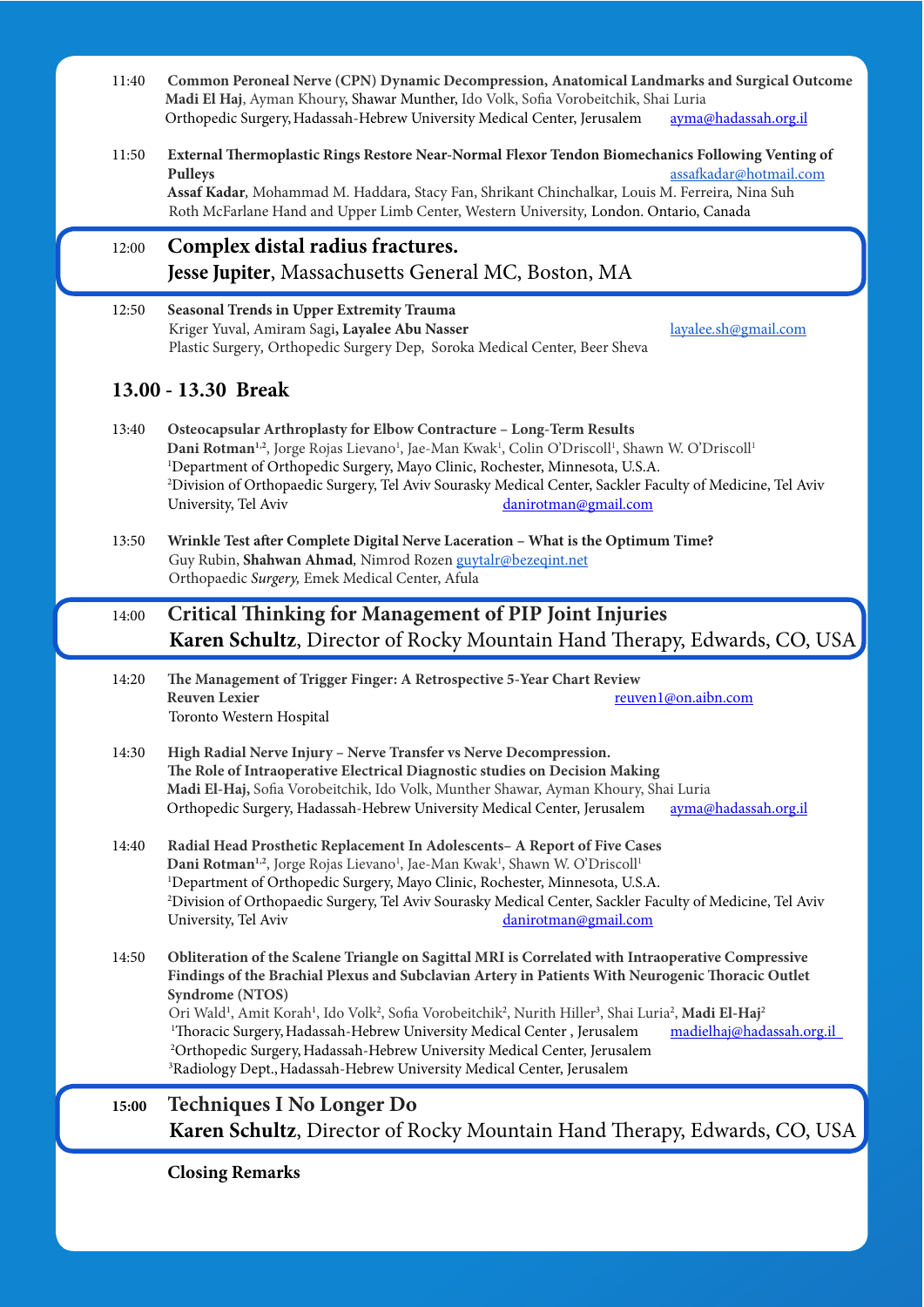11:40 **Common Peroneal Nerve (CPN) Dynamic Decompression, Anatomical Landmarks and Surgical Outcome**
**Madi El Haj**, Ayman Khoury, Shawar Munther, Ido Volk, Sofia Vorobeitchik, Shai Luria
Orthopedic Surgery, Hadassah-Hebrew University Medical Center, Jerusalem ayma@hadassah.org.il

11:50 **External Thermoplastic Rings Restore Near-Normal Flexor Tendon Biomechanics Following Venting of Pulleys** assafkadar@hotmail.com
**Assaf Kadar**, Mohammad M. Haddara, Stacy Fan, Shrikant Chinchalkar, Louis M. Ferreira, Nina Suh
Roth McFarlane Hand and Upper Limb Center, Western University, London. Ontario, Canada

12:00 **Complex distal radius fractures.**
**Jesse Jupiter**, Massachusetts General MC, Boston, MA

12:50 **Seasonal Trends in Upper Extremity Trauma**
Kriger Yuval, Amiram Sagi, **Layalee Abu Nasser** layalee.sh@gmail.com
Plastic Surgery, Orthopedic Surgery Dep, Soroka Medical Center, Beer Sheva

## 13.00 - 13.30 Break

13:40 **Osteocapsular Arthroplasty for Elbow Contracture – Long-Term Results**
**Dani Rotman**[1,2], Jorge Rojas Lievano[1], Jae-Man Kwak[1], Colin O'Driscoll[1], Shawn W. O'Driscoll[1]
[1]Department of Orthopedic Surgery, Mayo Clinic, Rochester, Minnesota, U.S.A.
[2]Division of Orthopaedic Surgery, Tel Aviv Sourasky Medical Center, Sackler Faculty of Medicine, Tel Aviv University, Tel Aviv danirotman@gmail.com

13:50 **Wrinkle Test after Complete Digital Nerve Laceration – What is the Optimum Time?**
Guy Rubin, **Shahwan Ahmad**, Nimrod Rozen guytalr@bezeqint.net
Orthopaedic *Surgery*, Emek Medical Center, Afula

14:00 **Critical Thinking for Management of PIP Joint Injuries**
**Karen Schultz**, Director of Rocky Mountain Hand Therapy, Edwards, CO, USA

14:20 **The Management of Trigger Finger: A Retrospective 5-Year Chart Review**
**Reuven Lexier** reuven1@on.aibn.com
Toronto Western Hospital

14:30 **High Radial Nerve Injury – Nerve Transfer vs Nerve Decompression.**
**The Role of Intraoperative Electrical Diagnostic studies on Decision Making**
**Madi El-Haj,** Sofia Vorobeitchik, Ido Volk, Munther Shawar, Ayman Khoury, Shai Luria
Orthopedic Surgery, Hadassah-Hebrew University Medical Center, Jerusalem ayma@hadassah.org.il

14:40 **Radial Head Prosthetic Replacement In Adolescents– A Report of Five Cases**
**Dani Rotman**[1,2], Jorge Rojas Lievano[1], Jae-Man Kwak[1], Shawn W. O'Driscoll[1]
[1]Department of Orthopedic Surgery, Mayo Clinic, Rochester, Minnesota, U.S.A.
[2]Division of Orthopaedic Surgery, Tel Aviv Sourasky Medical Center, Sackler Faculty of Medicine, Tel Aviv University, Tel Aviv danirotman@gmail.com

14:50 **Obliteration of the Scalene Triangle on Sagittal MRI is Correlated with Intraoperative Compressive Findings of the Brachial Plexus and Subclavian Artery in Patients With Neurogenic Thoracic Outlet Syndrome (NTOS)**
Ori Wald[1], Amit Korah[1], Ido Volk[2], Sofia Vorobeitchik[2], Nurith Hiller[3], Shai Luria[2], **Madi El-Haj**[2]
[1]Thoracic Surgery, Hadassah-Hebrew University Medical Center , Jerusalem madielhaj@hadassah.org.il
[2]Orthopedic Surgery, Hadassah-Hebrew University Medical Center, Jerusalem
[3]Radiology Dept., Hadassah-Hebrew University Medical Center, Jerusalem

**15:00** **Techniques I No Longer Do**
**Karen Schultz**, Director of Rocky Mountain Hand Therapy, Edwards, CO, USA

**Closing Remarks**